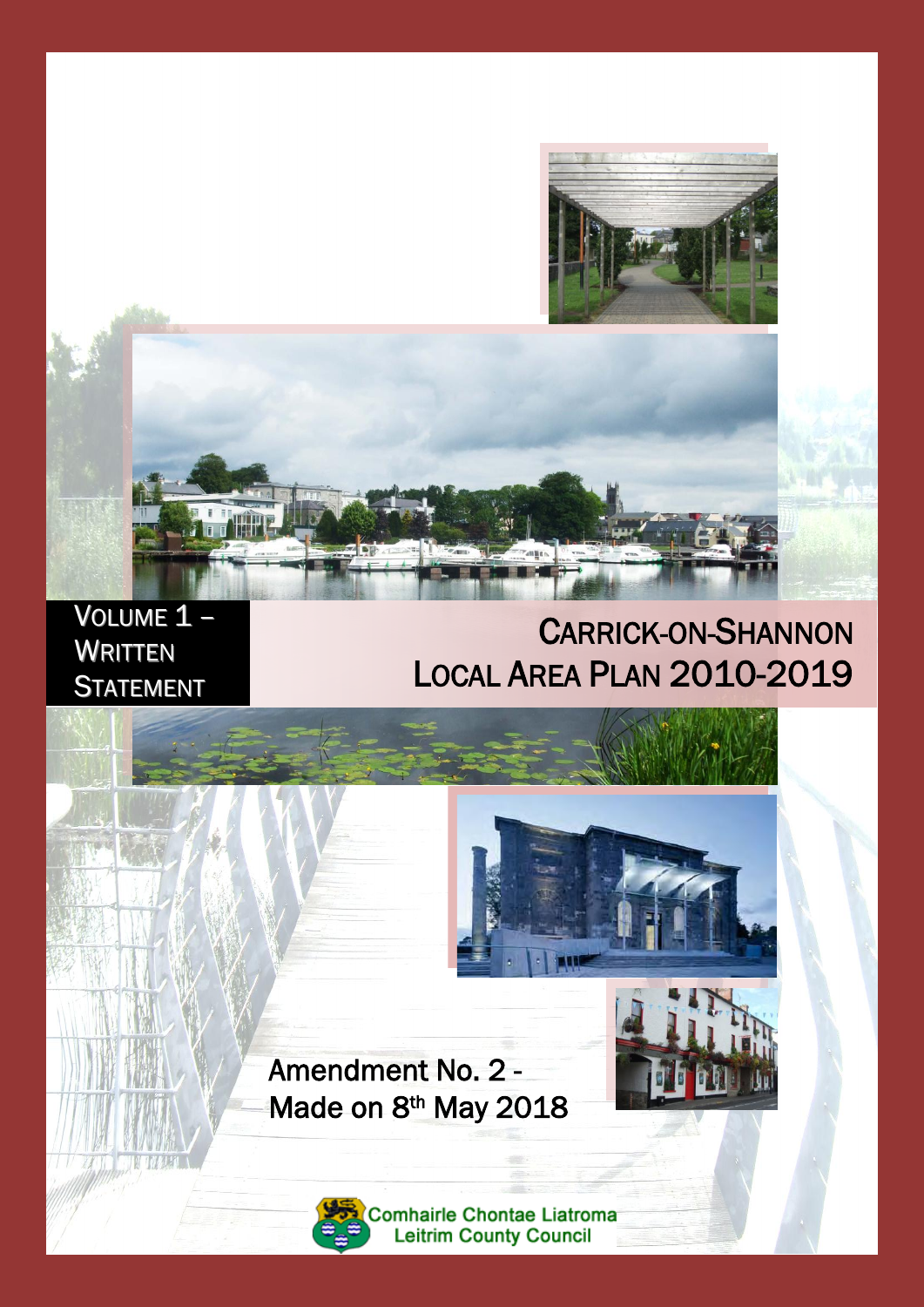Volume 1 – Written Statement

# Carrick-on-Shannon Local Area Plan 2010-2019

Amendment No. 2 - Made on 8th May 2018

Comhairle Chontae Liatroma
Leitrim County Council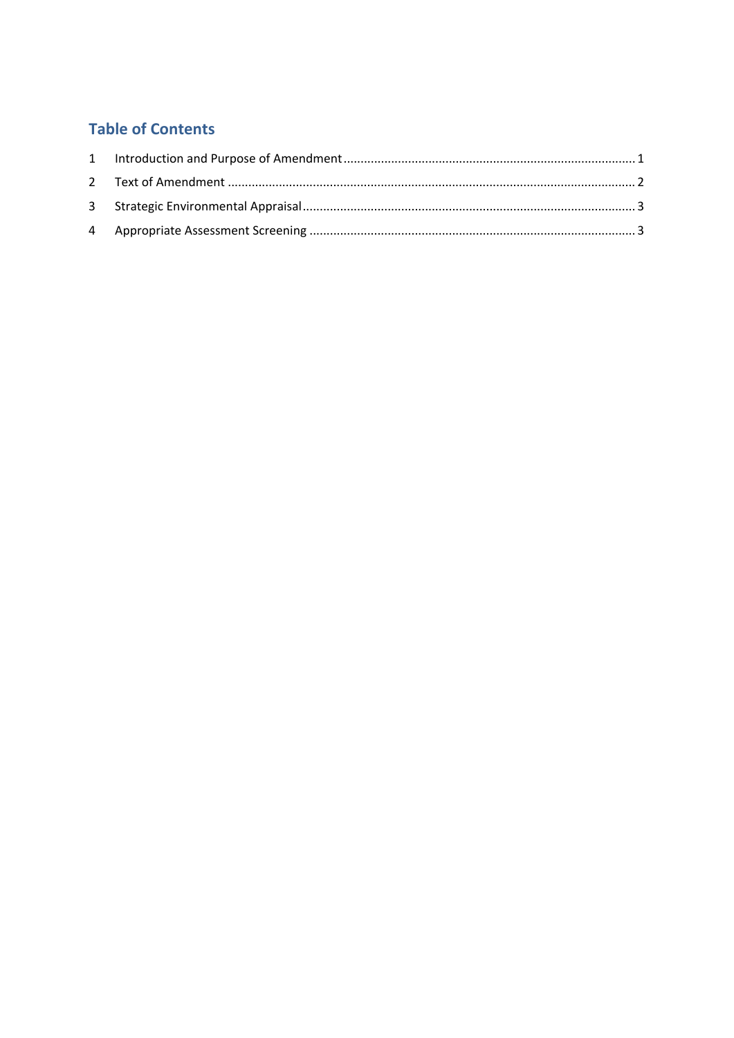## Table of Contents

1 Introduction and Purpose of Amendment ........ 1

2 Text of Amendment ........ 2

3 Strategic Environmental Appraisal ........ 3

4 Appropriate Assessment Screening ........ 3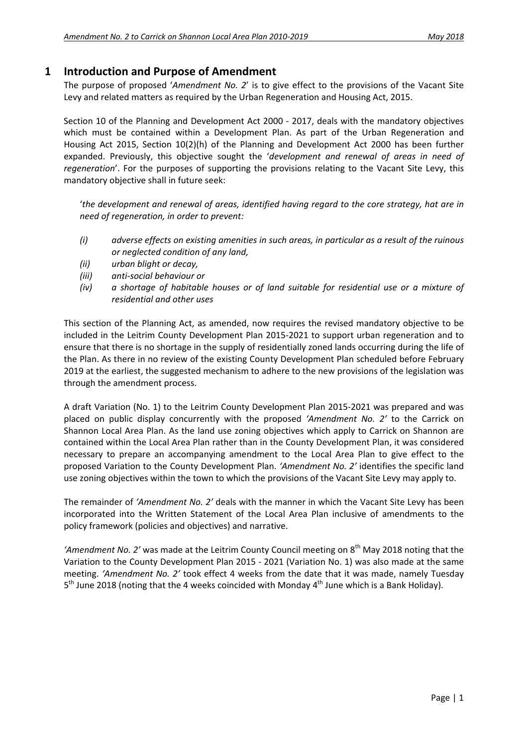# 1 Introduction and Purpose of Amendment

The purpose of proposed '*Amendment No. 2*' is to give effect to the provisions of the Vacant Site Levy and related matters as required by the Urban Regeneration and Housing Act, 2015.

Section 10 of the Planning and Development Act 2000 - 2017, deals with the mandatory objectives which must be contained within a Development Plan. As part of the Urban Regeneration and Housing Act 2015, Section 10(2)(h) of the Planning and Development Act 2000 has been further expanded. Previously, this objective sought the '*development and renewal of areas in need of regeneration*'. For the purposes of supporting the provisions relating to the Vacant Site Levy, this mandatory objective shall in future seek:

> '*the development and renewal of areas, identified having regard to the core strategy, hat are in need of regeneration, in order to prevent:*
>
> *(i) adverse effects on existing amenities in such areas, in particular as a result of the ruinous or neglected condition of any land,*
> *(ii) urban blight or decay,*
> *(iii) anti-social behaviour or*
> *(iv) a shortage of habitable houses or of land suitable for residential use or a mixture of residential and other uses*

This section of the Planning Act, as amended, now requires the revised mandatory objective to be included in the Leitrim County Development Plan 2015-2021 to support urban regeneration and to ensure that there is no shortage in the supply of residentially zoned lands occurring during the life of the Plan. As there in no review of the existing County Development Plan scheduled before February 2019 at the earliest, the suggested mechanism to adhere to the new provisions of the legislation was through the amendment process.

A draft Variation (No. 1) to the Leitrim County Development Plan 2015-2021 was prepared and was placed on public display concurrently with the proposed *'Amendment No. 2'* to the Carrick on Shannon Local Area Plan. As the land use zoning objectives which apply to Carrick on Shannon are contained within the Local Area Plan rather than in the County Development Plan, it was considered necessary to prepare an accompanying amendment to the Local Area Plan to give effect to the proposed Variation to the County Development Plan. *'Amendment No. 2'* identifies the specific land use zoning objectives within the town to which the provisions of the Vacant Site Levy may apply to.

The remainder of *'Amendment No. 2'* deals with the manner in which the Vacant Site Levy has been incorporated into the Written Statement of the Local Area Plan inclusive of amendments to the policy framework (policies and objectives) and narrative.

*'Amendment No. 2'* was made at the Leitrim County Council meeting on 8th May 2018 noting that the Variation to the County Development Plan 2015 - 2021 (Variation No. 1) was also made at the same meeting. *'Amendment No. 2'* took effect 4 weeks from the date that it was made, namely Tuesday 5th June 2018 (noting that the 4 weeks coincided with Monday 4th June which is a Bank Holiday).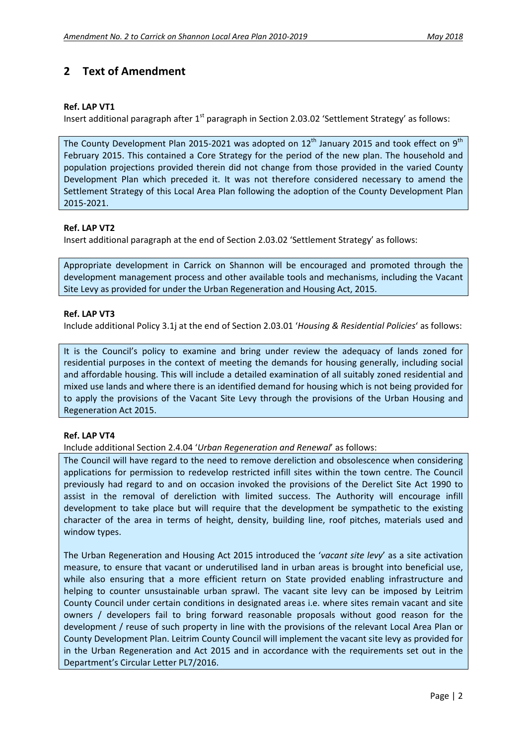## 2 Text of Amendment

**Ref. LAP VT1**

Insert additional paragraph after 1st paragraph in Section 2.03.02 'Settlement Strategy' as follows:

> The County Development Plan 2015-2021 was adopted on 12th January 2015 and took effect on 9th February 2015. This contained a Core Strategy for the period of the new plan. The household and population projections provided therein did not change from those provided in the varied County Development Plan which preceded it. It was not therefore considered necessary to amend the Settlement Strategy of this Local Area Plan following the adoption of the County Development Plan 2015-2021.

**Ref. LAP VT2**

Insert additional paragraph at the end of Section 2.03.02 'Settlement Strategy' as follows:

> Appropriate development in Carrick on Shannon will be encouraged and promoted through the development management process and other available tools and mechanisms, including the Vacant Site Levy as provided for under the Urban Regeneration and Housing Act, 2015.

**Ref. LAP VT3**

Include additional Policy 3.1j at the end of Section 2.03.01 '*Housing & Residential Policies*' as follows:

> It is the Council's policy to examine and bring under review the adequacy of lands zoned for residential purposes in the context of meeting the demands for housing generally, including social and affordable housing. This will include a detailed examination of all suitably zoned residential and mixed use lands and where there is an identified demand for housing which is not being provided for to apply the provisions of the Vacant Site Levy through the provisions of the Urban Housing and Regeneration Act 2015.

**Ref. LAP VT4**

Include additional Section 2.4.04 '*Urban Regeneration and Renewal*' as follows:

> The Council will have regard to the need to remove dereliction and obsolescence when considering applications for permission to redevelop restricted infill sites within the town centre. The Council previously had regard to and on occasion invoked the provisions of the Derelict Site Act 1990 to assist in the removal of dereliction with limited success. The Authority will encourage infill development to take place but will require that the development be sympathetic to the existing character of the area in terms of height, density, building line, roof pitches, materials used and window types.
>
> The Urban Regeneration and Housing Act 2015 introduced the '*vacant site levy*' as a site activation measure, to ensure that vacant or underutilised land in urban areas is brought into beneficial use, while also ensuring that a more efficient return on State provided enabling infrastructure and helping to counter unsustainable urban sprawl. The vacant site levy can be imposed by Leitrim County Council under certain conditions in designated areas i.e. where sites remain vacant and site owners / developers fail to bring forward reasonable proposals without good reason for the development / reuse of such property in line with the provisions of the relevant Local Area Plan or County Development Plan. Leitrim County Council will implement the vacant site levy as provided for in the Urban Regeneration and Act 2015 and in accordance with the requirements set out in the Department's Circular Letter PL7/2016.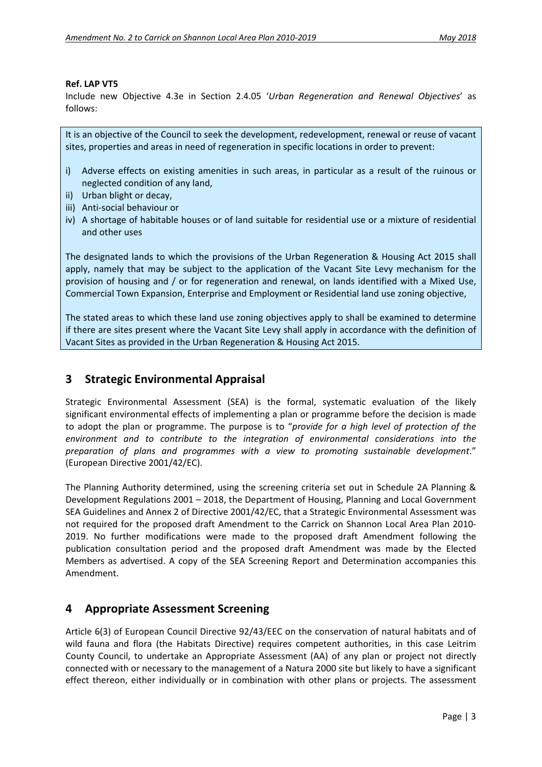**Ref. LAP VT5**

Include new Objective 4.3e in Section 2.4.05 '*Urban Regeneration and Renewal Objectives*' as follows:

> It is an objective of the Council to seek the development, redevelopment, renewal or reuse of vacant sites, properties and areas in need of regeneration in specific locations in order to prevent:
>
> i) Adverse effects on existing amenities in such areas, in particular as a result of the ruinous or neglected condition of any land,
> ii) Urban blight or decay,
> iii) Anti-social behaviour or
> iv) A shortage of habitable houses or of land suitable for residential use or a mixture of residential and other uses
>
> The designated lands to which the provisions of the Urban Regeneration & Housing Act 2015 shall apply, namely that may be subject to the application of the Vacant Site Levy mechanism for the provision of housing and / or for regeneration and renewal, on lands identified with a Mixed Use, Commercial Town Expansion, Enterprise and Employment or Residential land use zoning objective,
>
> The stated areas to which these land use zoning objectives apply to shall be examined to determine if there are sites present where the Vacant Site Levy shall apply in accordance with the definition of Vacant Sites as provided in the Urban Regeneration & Housing Act 2015.

## 3 Strategic Environmental Appraisal

Strategic Environmental Assessment (SEA) is the formal, systematic evaluation of the likely significant environmental effects of implementing a plan or programme before the decision is made to adopt the plan or programme. The purpose is to "*provide for a high level of protection of the environment and to contribute to the integration of environmental considerations into the preparation of plans and programmes with a view to promoting sustainable development*." (European Directive 2001/42/EC).

The Planning Authority determined, using the screening criteria set out in Schedule 2A Planning & Development Regulations 2001 – 2018, the Department of Housing, Planning and Local Government SEA Guidelines and Annex 2 of Directive 2001/42/EC, that a Strategic Environmental Assessment was not required for the proposed draft Amendment to the Carrick on Shannon Local Area Plan 2010-2019. No further modifications were made to the proposed draft Amendment following the publication consultation period and the proposed draft Amendment was made by the Elected Members as advertised. A copy of the SEA Screening Report and Determination accompanies this Amendment.

## 4 Appropriate Assessment Screening

Article 6(3) of European Council Directive 92/43/EEC on the conservation of natural habitats and of wild fauna and flora (the Habitats Directive) requires competent authorities, in this case Leitrim County Council, to undertake an Appropriate Assessment (AA) of any plan or project not directly connected with or necessary to the management of a Natura 2000 site but likely to have a significant effect thereon, either individually or in combination with other plans or projects. The assessment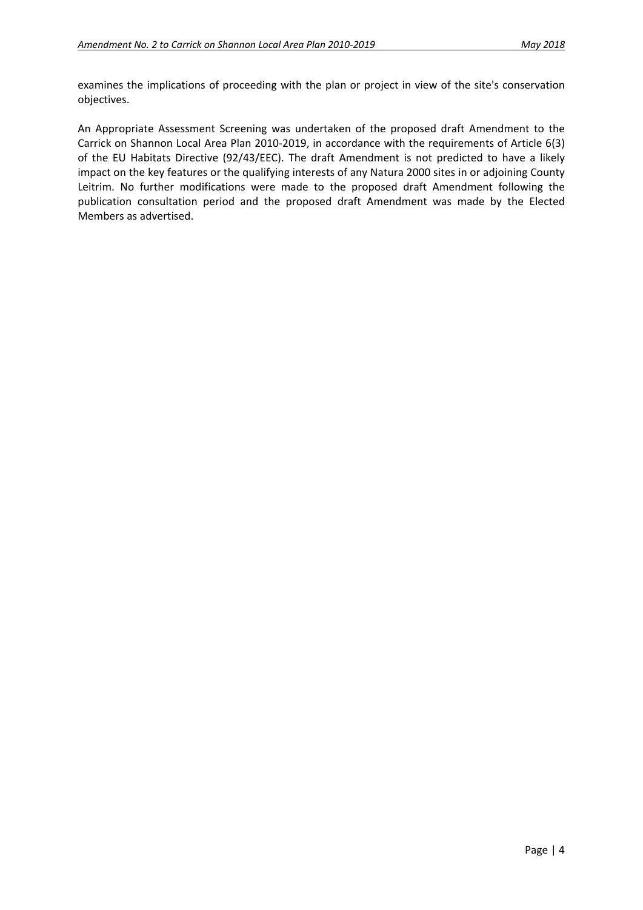examines the implications of proceeding with the plan or project in view of the site's conservation objectives.

An Appropriate Assessment Screening was undertaken of the proposed draft Amendment to the Carrick on Shannon Local Area Plan 2010-2019, in accordance with the requirements of Article 6(3) of the EU Habitats Directive (92/43/EEC). The draft Amendment is not predicted to have a likely impact on the key features or the qualifying interests of any Natura 2000 sites in or adjoining County Leitrim. No further modifications were made to the proposed draft Amendment following the publication consultation period and the proposed draft Amendment was made by the Elected Members as advertised.